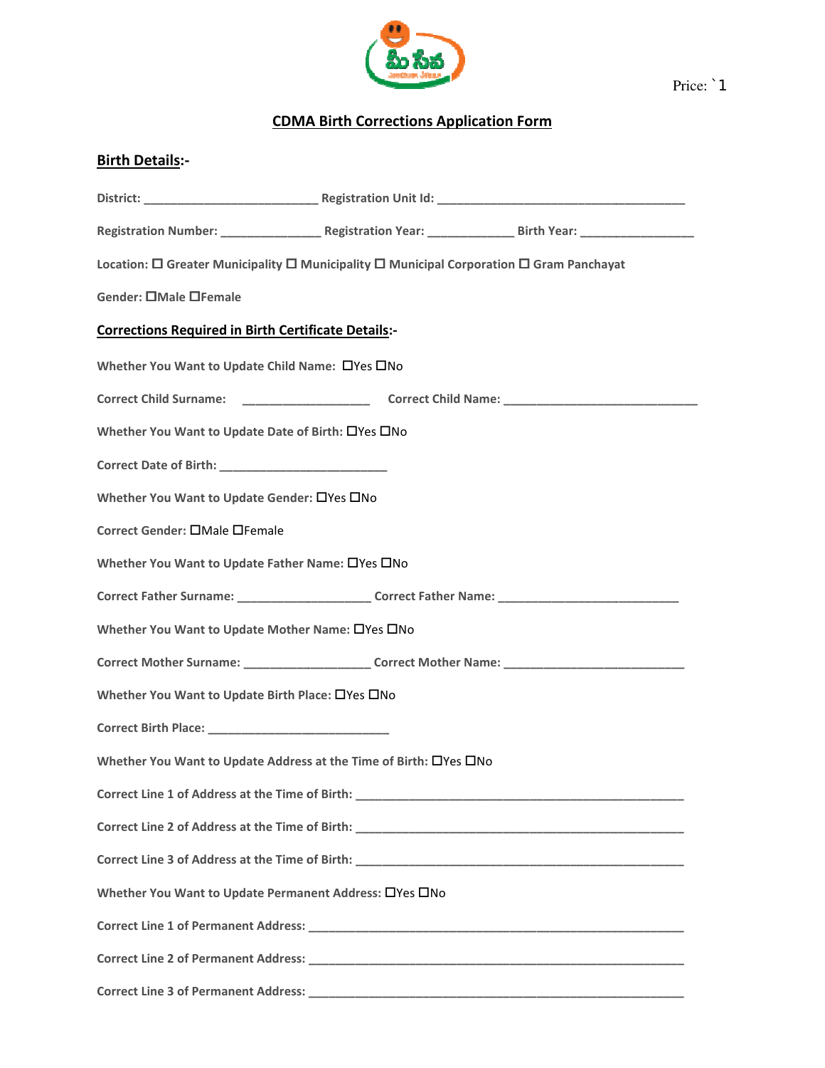Price: `1

# CDMA Birth Corrections Application Form

## Birth Details:-

**District:** ___________________________ **Registration Unit Id:** ______________________________________

**Registration Number:** _______________ **Registration Year:** _____________ **Birth Year:** _________________

**Location:** ☐ Greater Municipality ☐ Municipality ☐ Municipal Corporation ☐ Gram Panchayat

**Gender:** ☐Male ☐Female

## Corrections Required in Birth Certificate Details:-

**Whether You Want to Update Child Name:** ☐Yes ☐No

**Correct Child Surname:** ___________________ **Correct Child Name:** _____________________________

**Whether You Want to Update Date of Birth:** ☐Yes ☐No

**Correct Date of Birth:** __________________________

**Whether You Want to Update Gender:** ☐Yes ☐No

**Correct Gender:** ☐Male ☐Female

**Whether You Want to Update Father Name:** ☐Yes ☐No

**Correct Father Surname:** ____________________ **Correct Father Name:** ___________________________

**Whether You Want to Update Mother Name:** ☐Yes ☐No

**Correct Mother Surname:** ___________________ **Correct Mother Name:** ___________________________

**Whether You Want to Update Birth Place:** ☐Yes ☐No

**Correct Birth Place:** ___________________________

**Whether You Want to Update Address at the Time of Birth:** ☐Yes ☐No

**Correct Line 1 of Address at the Time of Birth:** _________________________________________________

**Correct Line 2 of Address at the Time of Birth:** _________________________________________________

**Correct Line 3 of Address at the Time of Birth:** _________________________________________________

**Whether You Want to Update Permanent Address:** ☐Yes ☐No

**Correct Line 1 of Permanent Address:** _________________________________________________________

**Correct Line 2 of Permanent Address:** _________________________________________________________

**Correct Line 3 of Permanent Address:** _________________________________________________________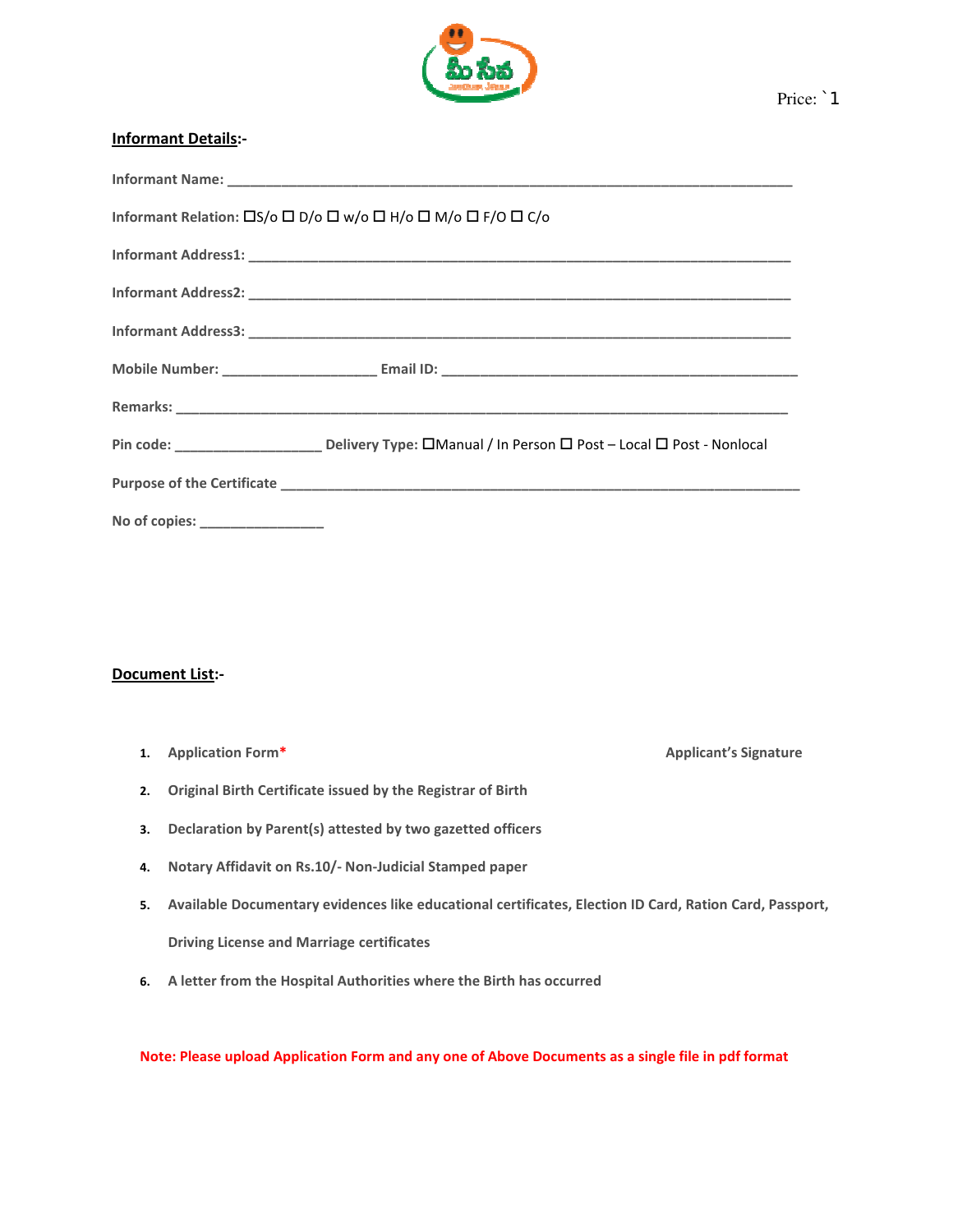Price: `1

**Informant Details**:-

**Informant Name:** ___________________________________________________________________________

**Informant Relation:** ☐S/o ☐ D/o ☐ w/o ☐ H/o ☐ M/o ☐ F/O ☐ C/o

**Informant Address1:** ________________________________________________________________________

**Informant Address2:** ________________________________________________________________________

**Informant Address3:** ________________________________________________________________________

**Mobile Number:** ____________________ **Email ID:** _______________________________________________

**Remarks:** _____________________________________________________________________________________

**Pin code:** ___________________ **Delivery Type:** ☐Manual / In Person ☐ Post – Local ☐ Post - Nonlocal

**Purpose of the Certificate** _____________________________________________________________________

**No of copies:** ________________

**Document List**:-

1. **Application Form*** **Applicant's Signature**
2. **Original Birth Certificate issued by the Registrar of Birth**
3. **Declaration by Parent(s) attested by two gazetted officers**
4. **Notary Affidavit on Rs.10/- Non-Judicial Stamped paper**
5. **Available Documentary evidences like educational certificates, Election ID Card, Ration Card, Passport, Driving License and Marriage certificates**
6. **A letter from the Hospital Authorities where the Birth has occurred**

**Note: Please upload Application Form and any one of Above Documents as a single file in pdf format**